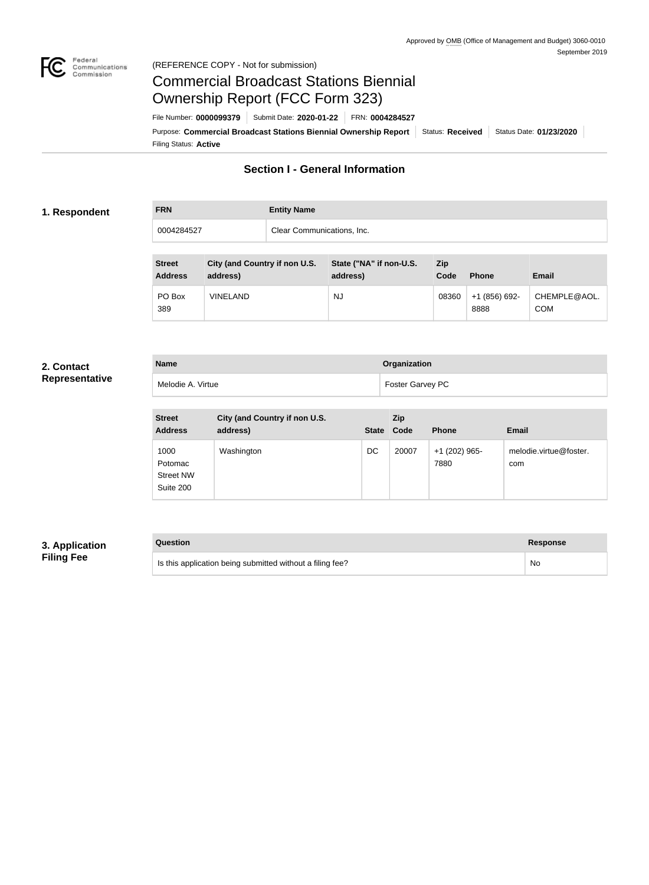Approved by OMB (Office of Management and Budget) 3060-0010
September 2019

(REFERENCE COPY - Not for submission)

# Commercial Broadcast Stations Biennial Ownership Report (FCC Form 323)

File Number: **0000099379** | Submit Date: **2020-01-22** | FRN: **0004284527**

Purpose: **Commercial Broadcast Stations Biennial Ownership Report** | Status: **Received** | Status Date: **01/23/2020**

Filing Status: **Active**

## Section I - General Information

### 1. Respondent

| FRN | Entity Name |
|---|---|
| 0004284527 | Clear Communications, Inc. |

| Street Address | City (and Country if non U.S. address) | State ("NA" if non-U.S. address) | Zip Code | Phone | Email |
|---|---|---|---|---|---|
| PO Box 389 | VINELAND | NJ | 08360 | +1 (856) 692-8888 | CHEMPLE@AOL.COM |

### 2. Contact Representative

| Name | Organization |
|---|---|
| Melodie A. Virtue | Foster Garvey PC |

| Street Address | City (and Country if non U.S. address) | State | Zip Code | Phone | Email |
|---|---|---|---|---|---|
| 1000 Potomac Street NW Suite 200 | Washington | DC | 20007 | +1 (202) 965-7880 | melodie.virtue@foster.com |

### 3. Application Filing Fee

| Question | Response |
|---|---|
| Is this application being submitted without a filing fee? | No |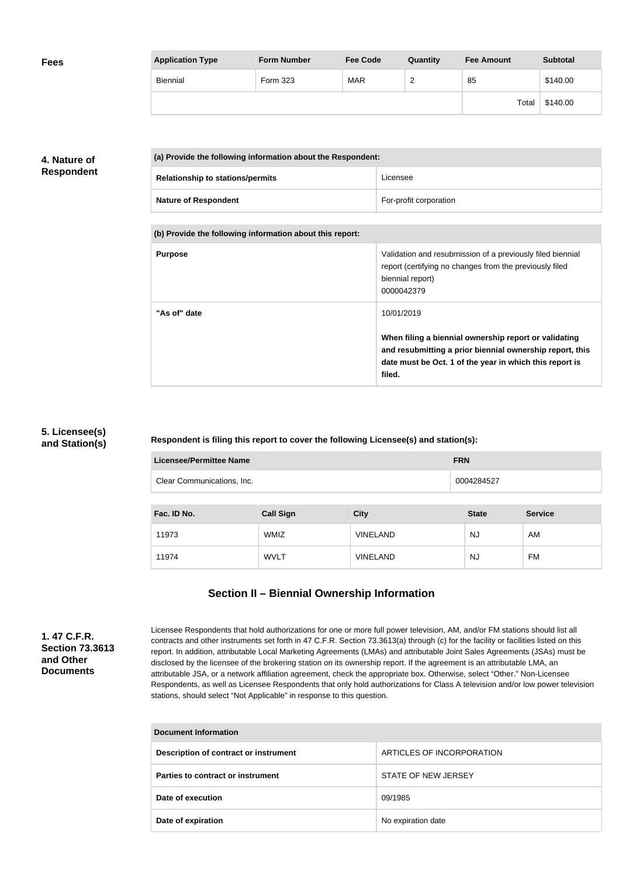**Fees**

| Application Type | Form Number | Fee Code | Quantity | Fee Amount | Subtotal |
|---|---|---|---|---|---|
| Biennial | Form 323 | MAR | 2 | 85 | $140.00 |
| | | | | Total | $140.00 |

### 4. Nature of Respondent

| (a) Provide the following information about the Respondent: | |
|---|---|
| **Relationship to stations/permits** | Licensee |
| **Nature of Respondent** | For-profit corporation |

| (b) Provide the following information about this report: | |
|---|---|
| **Purpose** | Validation and resubmission of a previously filed biennial report (certifying no changes from the previously filed biennial report) 0000042379 |
| **"As of" date** | 10/01/2019<br><br>**When filing a biennial ownership report or validating and resubmitting a prior biennial ownership report, this date must be Oct. 1 of the year in which this report is filed.** |

### 5. Licensee(s) and Station(s)

**Respondent is filing this report to cover the following Licensee(s) and station(s):**

| Licensee/Permittee Name | FRN |
|---|---|
| Clear Communications, Inc. | 0004284527 |

| Fac. ID No. | Call Sign | City | State | Service |
|---|---|---|---|---|
| 11973 | WMIZ | VINELAND | NJ | AM |
| 11974 | WVLT | VINELAND | NJ | FM |

## Section II – Biennial Ownership Information

### 1. 47 C.F.R. Section 73.3613 and Other Documents

Licensee Respondents that hold authorizations for one or more full power television, AM, and/or FM stations should list all contracts and other instruments set forth in 47 C.F.R. Section 73.3613(a) through (c) for the facility or facilities listed on this report. In addition, attributable Local Marketing Agreements (LMAs) and attributable Joint Sales Agreements (JSAs) must be disclosed by the licensee of the brokering station on its ownership report. If the agreement is an attributable LMA, an attributable JSA, or a network affiliation agreement, check the appropriate box. Otherwise, select "Other." Non-Licensee Respondents, as well as Licensee Respondents that only hold authorizations for Class A television and/or low power television stations, should select "Not Applicable" in response to this question.

| Document Information | |
|---|---|
| **Description of contract or instrument** | ARTICLES OF INCORPORATION |
| **Parties to contract or instrument** | STATE OF NEW JERSEY |
| **Date of execution** | 09/1985 |
| **Date of expiration** | No expiration date |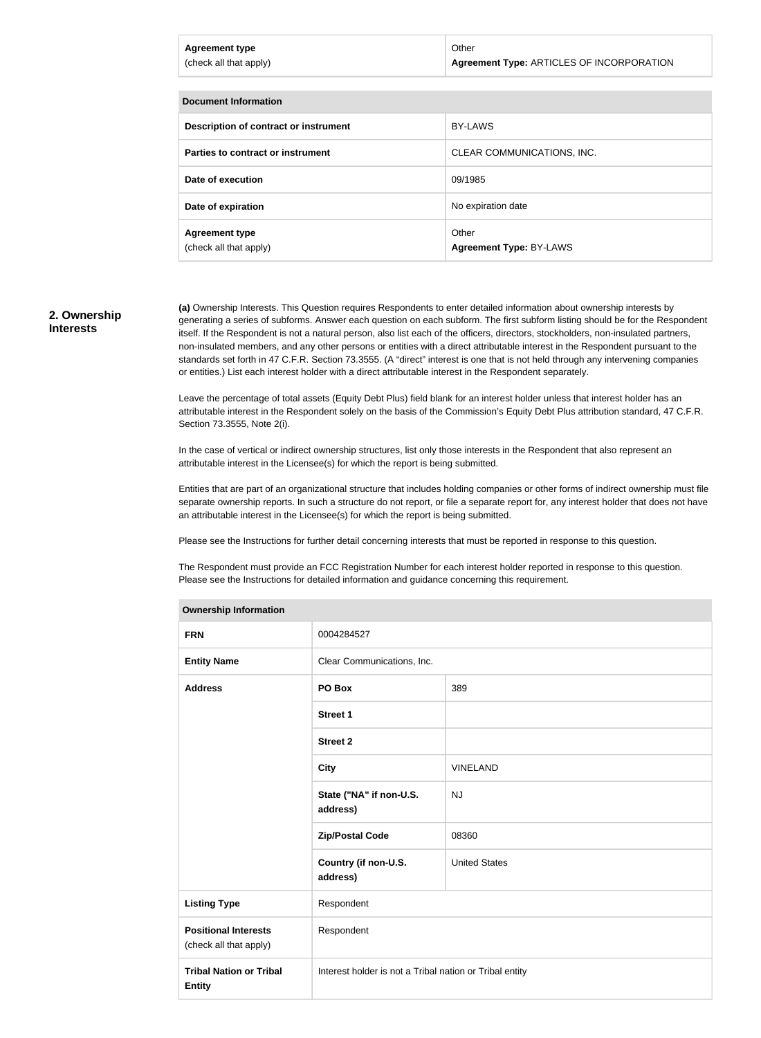| Agreement type (check all that apply) | Other **Agreement Type:** ARTICLES OF INCORPORATION |
|---|---|

| Document Information | |
|---|---|
| **Description of contract or instrument** | BY-LAWS |
| **Parties to contract or instrument** | CLEAR COMMUNICATIONS, INC. |
| **Date of execution** | 09/1985 |
| **Date of expiration** | No expiration date |
| **Agreement type** (check all that apply) | Other **Agreement Type:** BY-LAWS |

## 2. Ownership Interests

**(a)** Ownership Interests. This Question requires Respondents to enter detailed information about ownership interests by generating a series of subforms. Answer each question on each subform. The first subform listing should be for the Respondent itself. If the Respondent is not a natural person, also list each of the officers, directors, stockholders, non-insulated partners, non-insulated members, and any other persons or entities with a direct attributable interest in the Respondent pursuant to the standards set forth in 47 C.F.R. Section 73.3555. (A "direct" interest is one that is not held through any intervening companies or entities.) List each interest holder with a direct attributable interest in the Respondent separately.

Leave the percentage of total assets (Equity Debt Plus) field blank for an interest holder unless that interest holder has an attributable interest in the Respondent solely on the basis of the Commission's Equity Debt Plus attribution standard, 47 C.F.R. Section 73.3555, Note 2(i).

In the case of vertical or indirect ownership structures, list only those interests in the Respondent that also represent an attributable interest in the Licensee(s) for which the report is being submitted.

Entities that are part of an organizational structure that includes holding companies or other forms of indirect ownership must file separate ownership reports. In such a structure do not report, or file a separate report for, any interest holder that does not have an attributable interest in the Licensee(s) for which the report is being submitted.

Please see the Instructions for further detail concerning interests that must be reported in response to this question.

The Respondent must provide an FCC Registration Number for each interest holder reported in response to this question. Please see the Instructions for detailed information and guidance concerning this requirement.

| Ownership Information | | |
|---|---|---|
| **FRN** | 0004284527 | |
| **Entity Name** | Clear Communications, Inc. | |
| **Address** | **PO Box** | 389 |
| | **Street 1** | |
| | **Street 2** | |
| | **City** | VINELAND |
| | **State ("NA" if non-U.S. address)** | NJ |
| | **Zip/Postal Code** | 08360 |
| | **Country (if non-U.S. address)** | United States |
| **Listing Type** | Respondent | |
| **Positional Interests** (check all that apply) | Respondent | |
| **Tribal Nation or Tribal Entity** | Interest holder is not a Tribal nation or Tribal entity | |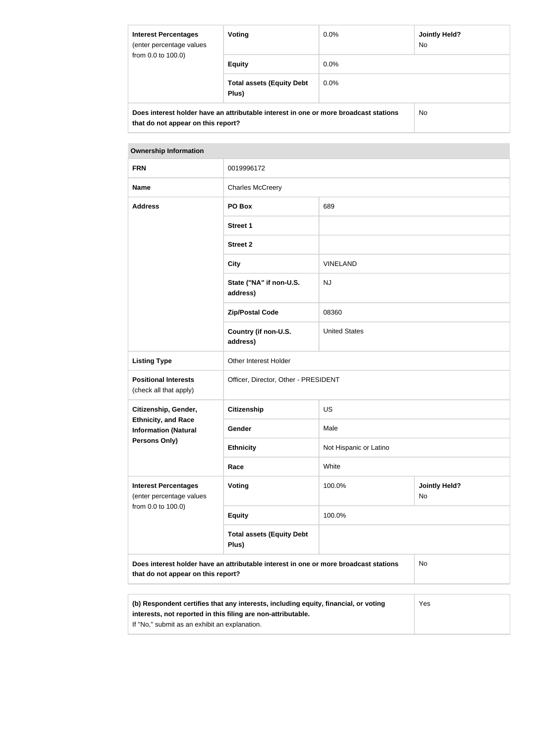| Interest Percentages (enter percentage values from 0.0 to 100.0) | Voting | 0.0% | Jointly Held? No |
|---|---|---|---|
| | Equity | 0.0% | |
| | Total assets (Equity Debt Plus) | 0.0% | |

| Does interest holder have an attributable interest in one or more broadcast stations that do not appear on this report? | No |
|---|---|

| Ownership Information | | | |
|---|---|---|---|
| **FRN** | 0019996172 | | |
| **Name** | Charles McCreery | | |
| **Address** | **PO Box** | 689 | |
| | **Street 1** | | |
| | **Street 2** | | |
| | **City** | VINELAND | |
| | **State ("NA" if non-U.S. address)** | NJ | |
| | **Zip/Postal Code** | 08360 | |
| | **Country (if non-U.S. address)** | United States | |
| **Listing Type** | Other Interest Holder | | |
| **Positional Interests** (check all that apply) | Officer, Director, Other - PRESIDENT | | |
| **Citizenship, Gender, Ethnicity, and Race Information (Natural Persons Only)** | **Citizenship** | US | |
| | **Gender** | Male | |
| | **Ethnicity** | Not Hispanic or Latino | |
| | **Race** | White | |
| **Interest Percentages** (enter percentage values from 0.0 to 100.0) | **Voting** | 100.0% | **Jointly Held?** No |
| | **Equity** | 100.0% | |
| | **Total assets (Equity Debt Plus)** | | |

| Does interest holder have an attributable interest in one or more broadcast stations that do not appear on this report? | No |
|---|---|

| (b) Respondent certifies that any interests, including equity, financial, or voting interests, not reported in this filing are non-attributable. If "No," submit as an exhibit an explanation. | Yes |
|---|---|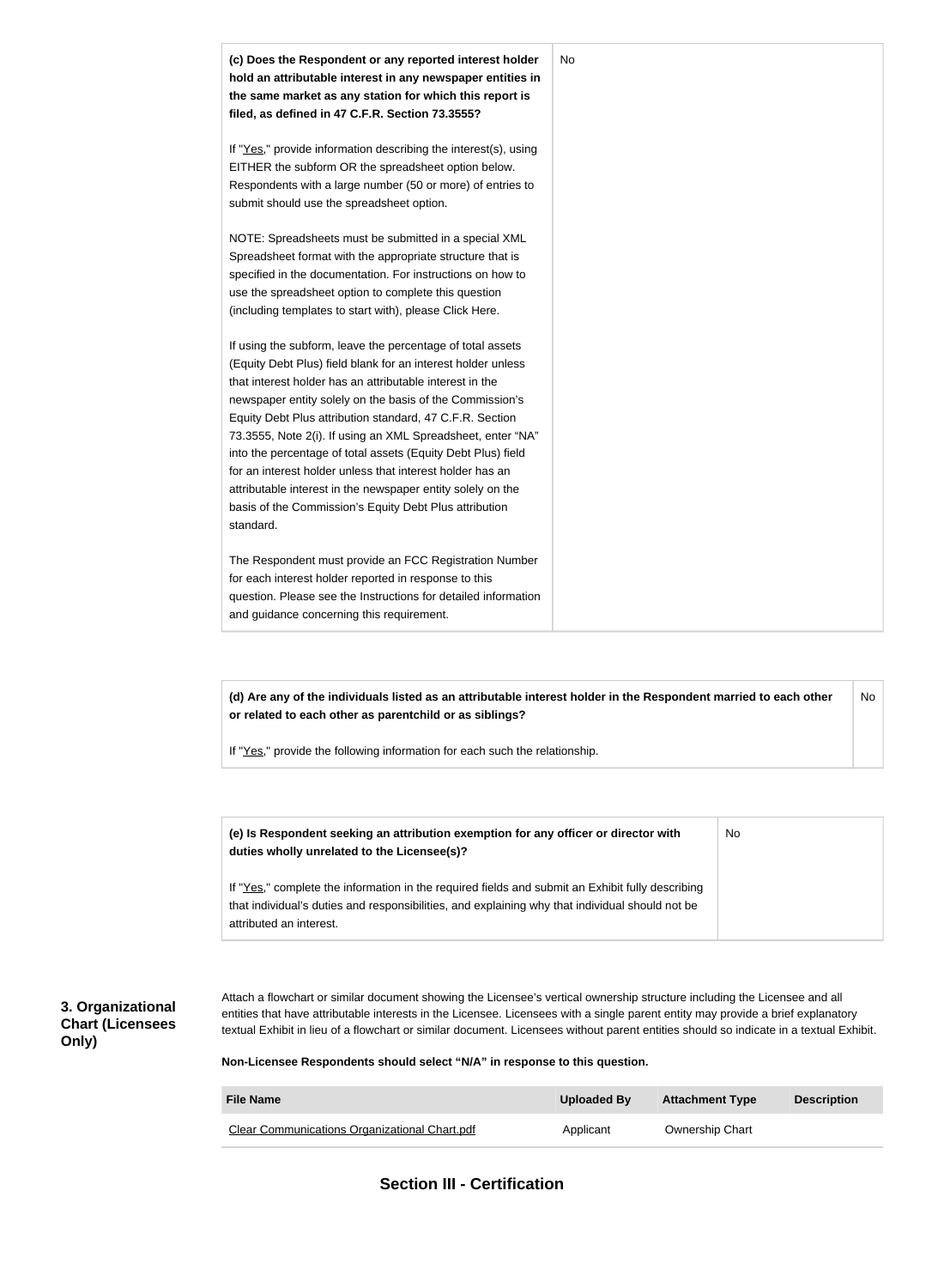| **(c) Does the Respondent or any reported interest holder hold an attributable interest in any newspaper entities in the same market as any station for which this report is filed, as defined in 47 C.F.R. Section 73.3555?**<br><br>If "Yes," provide information describing the interest(s), using EITHER the subform OR the spreadsheet option below. Respondents with a large number (50 or more) of entries to submit should use the spreadsheet option.<br><br>NOTE: Spreadsheets must be submitted in a special XML Spreadsheet format with the appropriate structure that is specified in the documentation. For instructions on how to use the spreadsheet option to complete this question (including templates to start with), please Click Here.<br><br>If using the subform, leave the percentage of total assets (Equity Debt Plus) field blank for an interest holder unless that interest holder has an attributable interest in the newspaper entity solely on the basis of the Commission's Equity Debt Plus attribution standard, 47 C.F.R. Section 73.3555, Note 2(i). If using an XML Spreadsheet, enter "NA" into the percentage of total assets (Equity Debt Plus) field for an interest holder unless that interest holder has an attributable interest in the newspaper entity solely on the basis of the Commission's Equity Debt Plus attribution standard.<br><br>The Respondent must provide an FCC Registration Number for each interest holder reported in response to this question. Please see the Instructions for detailed information and guidance concerning this requirement. | No |
|---|---|

| **(d) Are any of the individuals listed as an attributable interest holder in the Respondent married to each other or related to each other as parentchild or as siblings?**<br><br>If "Yes," provide the following information for each such the relationship. | No |
|---|---|

| **(e) Is Respondent seeking an attribution exemption for any officer or director with duties wholly unrelated to the Licensee(s)?**<br><br>If "Yes," complete the information in the required fields and submit an Exhibit fully describing that individual's duties and responsibilities, and explaining why that individual should not be attributed an interest. | No |
|---|---|

### 3. Organizational Chart (Licensees Only)

Attach a flowchart or similar document showing the Licensee's vertical ownership structure including the Licensee and all entities that have attributable interests in the Licensee. Licensees with a single parent entity may provide a brief explanatory textual Exhibit in lieu of a flowchart or similar document. Licensees without parent entities should so indicate in a textual Exhibit.

**Non-Licensee Respondents should select "N/A" in response to this question.**

| File Name | Uploaded By | Attachment Type | Description |
|---|---|---|---|
| Clear Communications Organizational Chart.pdf | Applicant | Ownership Chart | |

## Section III - Certification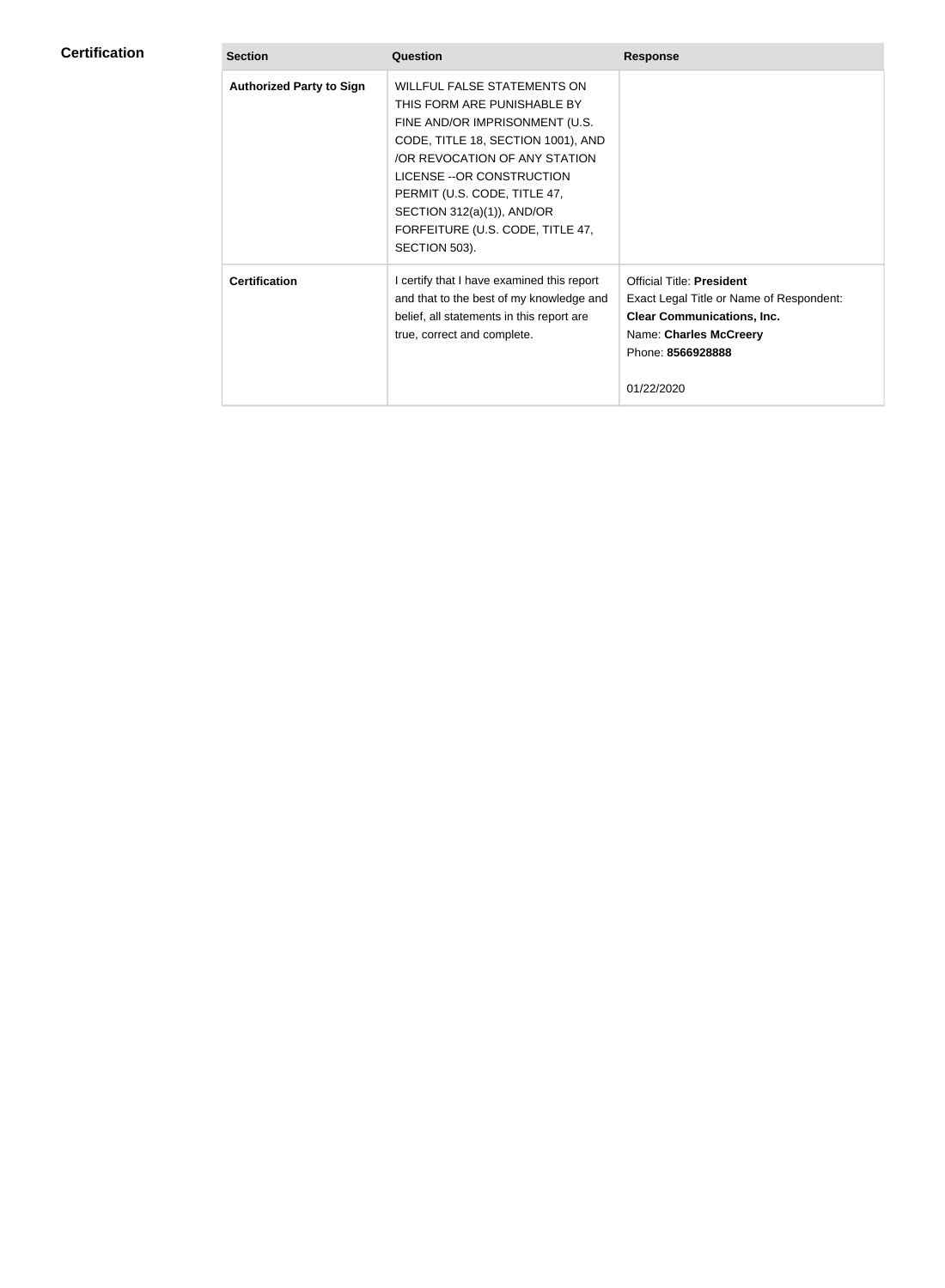## Certification

| Section | Question | Response |
|---|---|---|
| **Authorized Party to Sign** | WILLFUL FALSE STATEMENTS ON THIS FORM ARE PUNISHABLE BY FINE AND/OR IMPRISONMENT (U.S. CODE, TITLE 18, SECTION 1001), AND /OR REVOCATION OF ANY STATION LICENSE --OR CONSTRUCTION PERMIT (U.S. CODE, TITLE 47, SECTION 312(a)(1)), AND/OR FORFEITURE (U.S. CODE, TITLE 47, SECTION 503). | |
| **Certification** | I certify that I have examined this report and that to the best of my knowledge and belief, all statements in this report are true, correct and complete. | Official Title: **President**<br>Exact Legal Title or Name of Respondent: **Clear Communications, Inc.**<br>Name: **Charles McCreery**<br>Phone: **8566928888**<br><br>01/22/2020 |